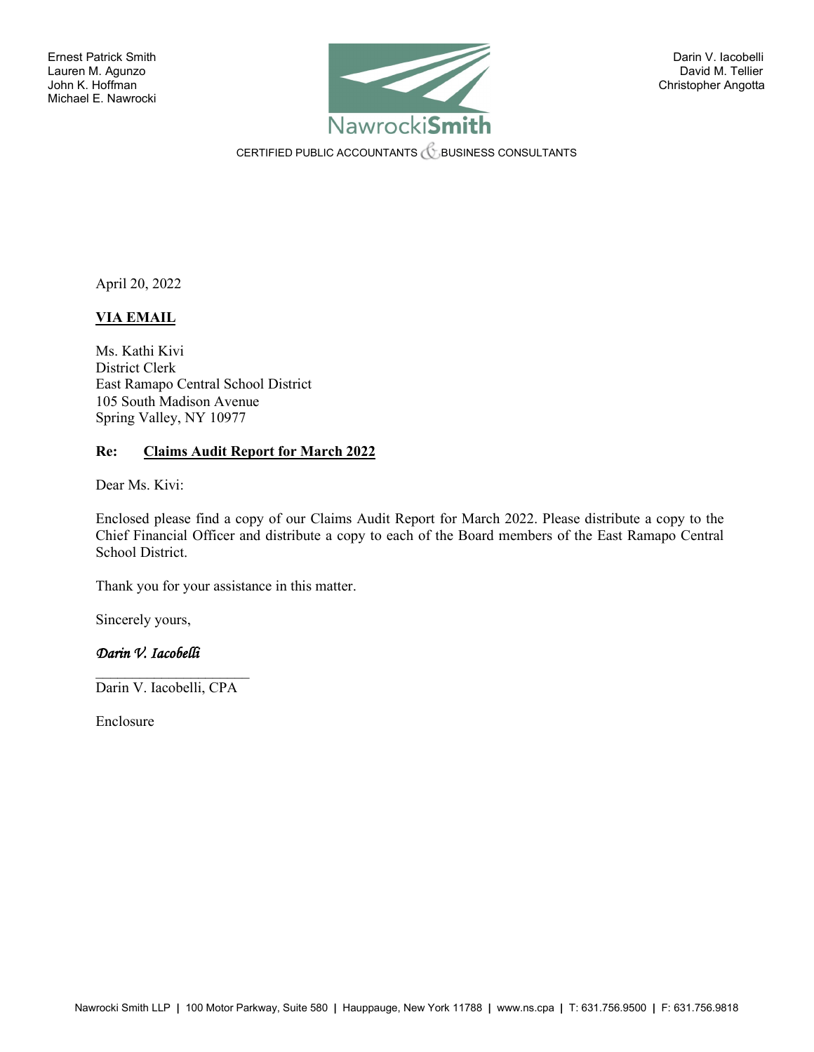Ernest Patrick Smith
Lauren M. Agunzo
John K. Hoffman
Michael E. Nawrocki

NawrockiSmith

CERTIFIED PUBLIC ACCOUNTANTS & BUSINESS CONSULTANTS

Darin V. Iacobelli
David M. Tellier
Christopher Angotta

April 20, 2022

**VIA EMAIL**

Ms. Kathi Kivi
District Clerk
East Ramapo Central School District
105 South Madison Avenue
Spring Valley, NY 10977

**Re: Claims Audit Report for March 2022**

Dear Ms. Kivi:

Enclosed please find a copy of our Claims Audit Report for March 2022. Please distribute a copy to the Chief Financial Officer and distribute a copy to each of the Board members of the East Ramapo Central School District.

Thank you for your assistance in this matter.

Sincerely yours,

*Darin V. Iacobelli*

Darin V. Iacobelli, CPA

Enclosure

Nawrocki Smith LLP | 100 Motor Parkway, Suite 580 | Hauppauge, New York 11788 | www.ns.cpa | T: 631.756.9500 | F: 631.756.9818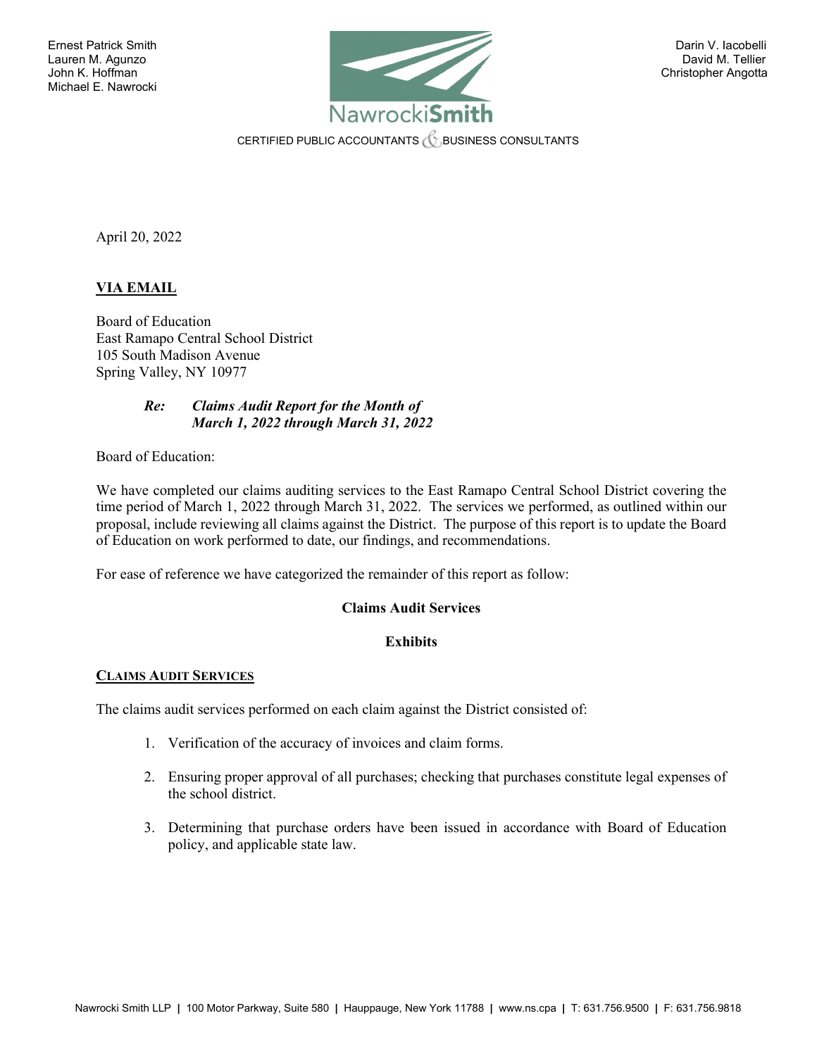Ernest Patrick Smith
Lauren M. Agunzo
John K. Hoffman
Michael E. Nawrocki

Darin V. Iacobelli
David M. Tellier
Christopher Angotta

NawrockiSmith

CERTIFIED PUBLIC ACCOUNTANTS & BUSINESS CONSULTANTS

April 20, 2022

**VIA EMAIL**

Board of Education
East Ramapo Central School District
105 South Madison Avenue
Spring Valley, NY 10977

***Re: Claims Audit Report for the Month of March 1, 2022 through March 31, 2022***

Board of Education:

We have completed our claims auditing services to the East Ramapo Central School District covering the time period of March 1, 2022 through March 31, 2022. The services we performed, as outlined within our proposal, include reviewing all claims against the District. The purpose of this report is to update the Board of Education on work performed to date, our findings, and recommendations.

For ease of reference we have categorized the remainder of this report as follow:

**Claims Audit Services**

**Exhibits**

## CLAIMS AUDIT SERVICES

The claims audit services performed on each claim against the District consisted of:

1. Verification of the accuracy of invoices and claim forms.
2. Ensuring proper approval of all purchases; checking that purchases constitute legal expenses of the school district.
3. Determining that purchase orders have been issued in accordance with Board of Education policy, and applicable state law.

Nawrocki Smith LLP | 100 Motor Parkway, Suite 580 | Hauppauge, New York 11788 | www.ns.cpa | T: 631.756.9500 | F: 631.756.9818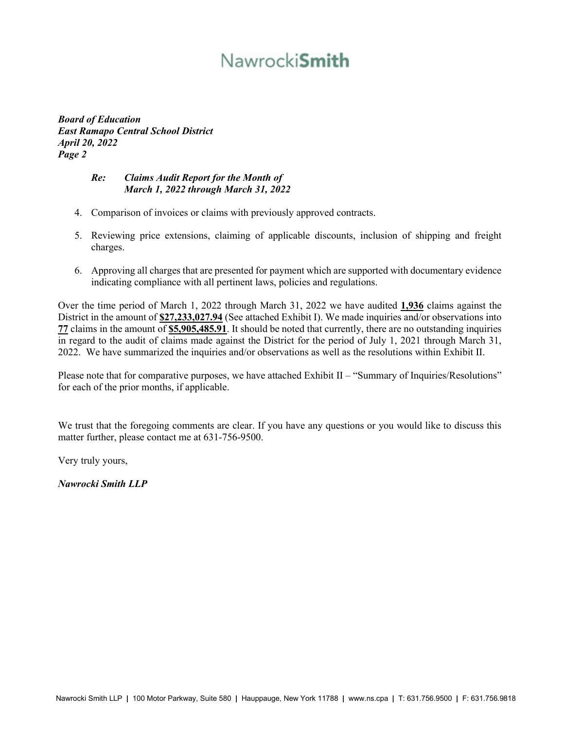*Board of Education*
*East Ramapo Central School District*
*April 20, 2022*
*Page 2*

> ***Re: Claims Audit Report for the Month of March 1, 2022 through March 31, 2022***

4. Comparison of invoices or claims with previously approved contracts.
5. Reviewing price extensions, claiming of applicable discounts, inclusion of shipping and freight charges.
6. Approving all charges that are presented for payment which are supported with documentary evidence indicating compliance with all pertinent laws, policies and regulations.

Over the time period of March 1, 2022 through March 31, 2022 we have audited **1,936** claims against the District in the amount of **$27,233,027.94** (See attached Exhibit I). We made inquiries and/or observations into **77** claims in the amount of **$5,905,485.91**. It should be noted that currently, there are no outstanding inquiries in regard to the audit of claims made against the District for the period of July 1, 2021 through March 31, 2022. We have summarized the inquiries and/or observations as well as the resolutions within Exhibit II.

Please note that for comparative purposes, we have attached Exhibit II – "Summary of Inquiries/Resolutions" for each of the prior months, if applicable.

We trust that the foregoing comments are clear. If you have any questions or you would like to discuss this matter further, please contact me at 631-756-9500.

Very truly yours,

*Nawrocki Smith LLP*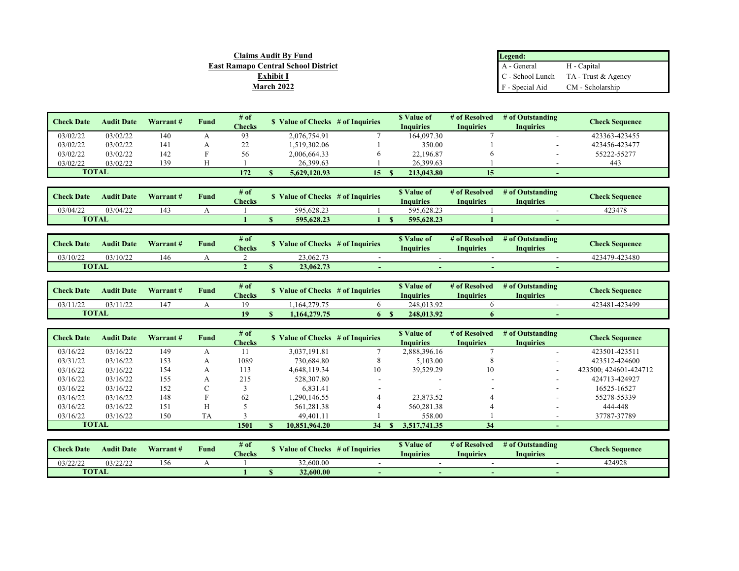**Claims Audit By Fund**
**East Ramapo Central School District**
**Exhibit I**
**March 2022**

| Legend: | |
|---|---|
| A - General | H - Capital |
| C - School Lunch | TA - Trust & Agency |
| F - Special Aid | CM - Scholarship |

| Check Date | Audit Date | Warrant # | Fund | # of Checks | $ Value of Checks | # of Inquiries | $ Value of Inquiries | # of Resolved Inquiries | # of Outstanding Inquiries | Check Sequence |
|---|---|---|---|---|---|---|---|---|---|---|
| 03/02/22 | 03/02/22 | 140 | A | 93 | 2,076,754.91 | 7 | 164,097.30 | 7 | - | 423363-423455 |
| 03/02/22 | 03/02/22 | 141 | A | 22 | 1,519,302.06 | 1 | 350.00 | 1 | - | 423456-423477 |
| 03/02/22 | 03/02/22 | 142 | F | 56 | 2,006,664.33 | 6 | 22,196.87 | 6 | - | 55222-55277 |
| 03/02/22 | 03/02/22 | 139 | H | 1 | 26,399.63 | 1 | 26,399.63 | 1 | - | 443 |
| **TOTAL** | | | | **172** | **$ 5,629,120.93** | **15** | **$ 213,043.80** | **15** | **-** | |

| Check Date | Audit Date | Warrant # | Fund | # of Checks | $ Value of Checks | # of Inquiries | $ Value of Inquiries | # of Resolved Inquiries | # of Outstanding Inquiries | Check Sequence |
|---|---|---|---|---|---|---|---|---|---|---|
| 03/04/22 | 03/04/22 | 143 | A | 1 | 595,628.23 | 1 | 595,628.23 | 1 | - | 423478 |
| **TOTAL** | | | | **1** | **$ 595,628.23** | **1** | **$ 595,628.23** | **1** | **-** | |

| Check Date | Audit Date | Warrant # | Fund | # of Checks | $ Value of Checks | # of Inquiries | $ Value of Inquiries | # of Resolved Inquiries | # of Outstanding Inquiries | Check Sequence |
|---|---|---|---|---|---|---|---|---|---|---|
| 03/10/22 | 03/10/22 | 146 | A | 2 | 23,062.73 | - | - | - | - | 423479-423480 |
| **TOTAL** | | | | **2** | **$ 23,062.73** | **-** | **-** | **-** | **-** | |

| Check Date | Audit Date | Warrant # | Fund | # of Checks | $ Value of Checks | # of Inquiries | $ Value of Inquiries | # of Resolved Inquiries | # of Outstanding Inquiries | Check Sequence |
|---|---|---|---|---|---|---|---|---|---|---|
| 03/11/22 | 03/11/22 | 147 | A | 19 | 1,164,279.75 | 6 | 248,013.92 | 6 | - | 423481-423499 |
| **TOTAL** | | | | **19** | **$ 1,164,279.75** | **6** | **$ 248,013.92** | **6** | **-** | |

| Check Date | Audit Date | Warrant # | Fund | # of Checks | $ Value of Checks | # of Inquiries | $ Value of Inquiries | # of Resolved Inquiries | # of Outstanding Inquiries | Check Sequence |
|---|---|---|---|---|---|---|---|---|---|---|
| 03/16/22 | 03/16/22 | 149 | A | 11 | 3,037,191.81 | 7 | 2,888,396.16 | 7 | - | 423501-423511 |
| 03/31/22 | 03/16/22 | 153 | A | 1089 | 730,684.80 | 8 | 5,103.00 | 8 | - | 423512-424600 |
| 03/16/22 | 03/16/22 | 154 | A | 113 | 4,648,119.34 | 10 | 39,529.29 | 10 | - | 423500; 424601-424712 |
| 03/16/22 | 03/16/22 | 155 | A | 215 | 528,307.80 | - | - | - | - | 424713-424927 |
| 03/16/22 | 03/16/22 | 152 | C | 3 | 6,831.41 | - | - | - | - | 16525-16527 |
| 03/16/22 | 03/16/22 | 148 | F | 62 | 1,290,146.55 | 4 | 23,873.52 | 4 | - | 55278-55339 |
| 03/16/22 | 03/16/22 | 151 | H | 5 | 561,281.38 | 4 | 560,281.38 | 4 | - | 444-448 |
| 03/16/22 | 03/16/22 | 150 | TA | 3 | 49,401.11 | 1 | 558.00 | 1 | - | 37787-37789 |
| **TOTAL** | | | | **1501** | **$ 10,851,964.20** | **34** | **$ 3,517,741.35** | **34** | **-** | |

| Check Date | Audit Date | Warrant # | Fund | # of Checks | $ Value of Checks | # of Inquiries | $ Value of Inquiries | # of Resolved Inquiries | # of Outstanding Inquiries | Check Sequence |
|---|---|---|---|---|---|---|---|---|---|---|
| 03/22/22 | 03/22/22 | 156 | A | 1 | 32,600.00 | - | - | - | - | 424928 |
| **TOTAL** | | | | **1** | **$ 32,600.00** | **-** | **-** | **-** | **-** | |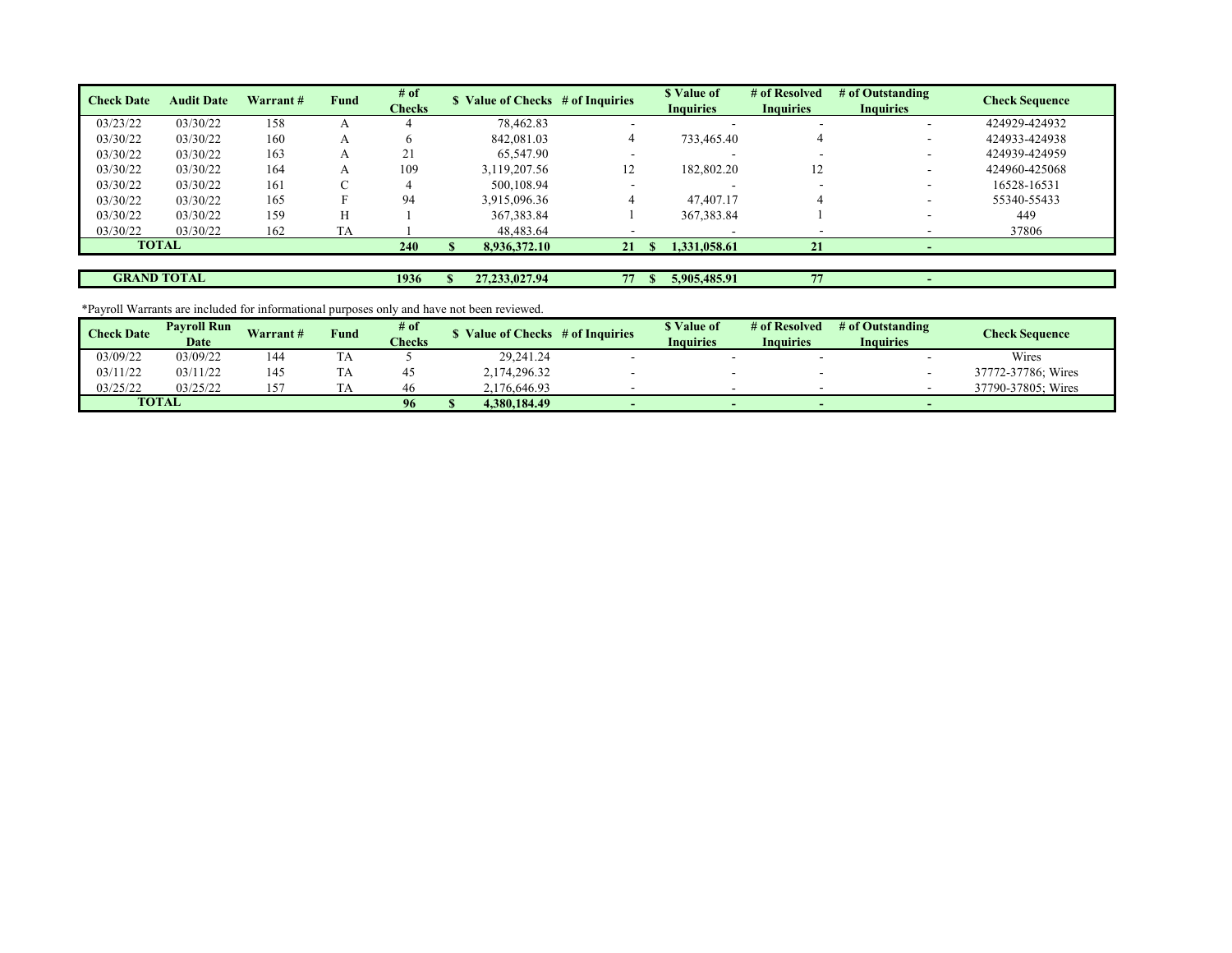| Check Date | Audit Date | Warrant # | Fund | # of Checks | $ Value of Checks | # of Inquiries | $ Value of Inquiries | # of Resolved Inquiries | # of Outstanding Inquiries | Check Sequence |
|---|---|---|---|---|---|---|---|---|---|---|
| 03/23/22 | 03/30/22 | 158 | A | 4 | 78,462.83 | - | - | - | - | 424929-424932 |
| 03/30/22 | 03/30/22 | 160 | A | 6 | 842,081.03 | 4 | 733,465.40 | 4 | - | 424933-424938 |
| 03/30/22 | 03/30/22 | 163 | A | 21 | 65,547.90 | - | - | - | - | 424939-424959 |
| 03/30/22 | 03/30/22 | 164 | A | 109 | 3,119,207.56 | 12 | 182,802.20 | 12 | - | 424960-425068 |
| 03/30/22 | 03/30/22 | 161 | C | 4 | 500,108.94 | - | - | - | - | 16528-16531 |
| 03/30/22 | 03/30/22 | 165 | F | 94 | 3,915,096.36 | 4 | 47,407.17 | 4 | - | 55340-55433 |
| 03/30/22 | 03/30/22 | 159 | H | 1 | 367,383.84 | 1 | 367,383.84 | 1 | - | 449 |
| 03/30/22 | 03/30/22 | 162 | TA | 1 | 48,483.64 | - | - | - | - | 37806 |
| **TOTAL** | | | | **240** | **$ 8,936,372.10** | **21** | **$ 1,331,058.61** | **21** | **-** | |

| | | | | | | | | | | |
|---|---|---|---|---|---|---|---|---|---|---|
| **GRAND TOTAL** | | | | **1936** | **$ 27,233,027.94** | **77** | **$ 5,905,485.91** | **77** | **-** | |

*Payroll Warrants are included for informational purposes only and have not been reviewed.

| Check Date | Payroll Run Date | Warrant # | Fund | # of Checks | $ Value of Checks | # of Inquiries | $ Value of Inquiries | # of Resolved Inquiries | # of Outstanding Inquiries | Check Sequence |
|---|---|---|---|---|---|---|---|---|---|---|
| 03/09/22 | 03/09/22 | 144 | TA | 5 | 29,241.24 | - | - | - | - | Wires |
| 03/11/22 | 03/11/22 | 145 | TA | 45 | 2,174,296.32 | - | - | - | - | 37772-37786; Wires |
| 03/25/22 | 03/25/22 | 157 | TA | 46 | 2,176,646.93 | - | - | - | - | 37790-37805; Wires |
| **TOTAL** | | | | **96** | **$ 4,380,184.49** | **-** | **-** | **-** | **-** | |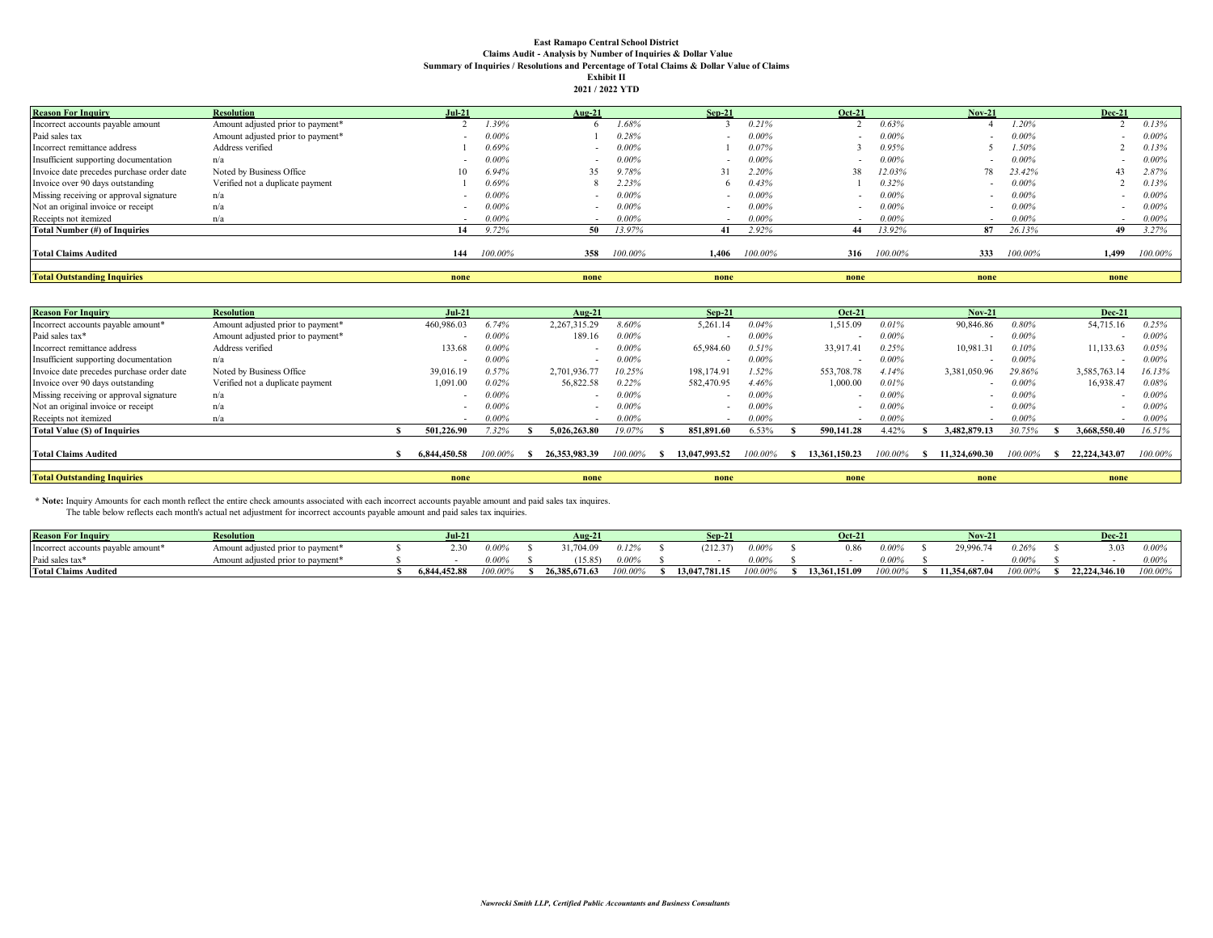**East Ramapo Central School District**
**Claims Audit - Analysis by Number of Inquiries & Dollar Value**
**Summary of Inquiries / Resolutions and Percentage of Total Claims & Dollar Value of Claims**
**Exhibit II**
**2021 / 2022 YTD**

| Reason For Inquiry | Resolution | Jul-21 | | Aug-21 | | Sep-21 | | Oct-21 | | Nov-21 | | Dec-21 | |
|---|---|---|---|---|---|---|---|---|---|---|---|---|---|
| Incorrect accounts payable amount | Amount adjusted prior to payment* | 2 | 1.39% | 6 | 1.68% | 3 | 0.21% | 2 | 0.63% | 4 | 1.20% | 2 | 0.13% |
| Paid sales tax | Amount adjusted prior to payment* | - | 0.00% | 1 | 0.28% | - | 0.00% | - | 0.00% | - | 0.00% | - | 0.00% |
| Incorrect remittance address | Address verified | 1 | 0.69% | - | 0.00% | 1 | 0.07% | 3 | 0.95% | 5 | 1.50% | 2 | 0.13% |
| Insufficient supporting documentation | n/a | - | 0.00% | - | 0.00% | - | 0.00% | - | 0.00% | - | 0.00% | - | 0.00% |
| Invoice date precedes purchase order date | Noted by Business Office | 10 | 6.94% | 35 | 9.78% | 31 | 2.20% | 38 | 12.03% | 78 | 23.42% | 43 | 2.87% |
| Invoice over 90 days outstanding | Verified not a duplicate payment | 1 | 0.69% | 8 | 2.23% | 6 | 0.43% | 1 | 0.32% | - | 0.00% | 2 | 0.13% |
| Missing receiving or approval signature | n/a | - | 0.00% | - | 0.00% | - | 0.00% | - | 0.00% | - | 0.00% | - | 0.00% |
| Not an original invoice or receipt | n/a | - | 0.00% | - | 0.00% | - | 0.00% | - | 0.00% | - | 0.00% | - | 0.00% |
| Receipts not itemized | n/a | - | 0.00% | - | 0.00% | - | 0.00% | - | 0.00% | - | 0.00% | - | 0.00% |
| **Total Number (#) of Inquiries** | | **14** | 9.72% | **50** | 13.97% | **41** | 2.92% | **44** | 13.92% | **87** | 26.13% | **49** | 3.27% |
| **Total Claims Audited** | | **144** | 100.00% | **358** | 100.00% | **1,406** | 100.00% | **316** | 100.00% | **333** | 100.00% | **1,499** | 100.00% |
| **Total Outstanding Inquiries** | | **none** | | **none** | | **none** | | **none** | | **none** | | **none** | |

| Reason For Inquiry | Resolution | Jul-21 | | Aug-21 | | Sep-21 | | Oct-21 | | Nov-21 | | Dec-21 | |
|---|---|---|---|---|---|---|---|---|---|---|---|---|---|
| Incorrect accounts payable amount* | Amount adjusted prior to payment* | 460,986.03 | 6.74% | 2,267,315.29 | 8.60% | 5,261.14 | 0.04% | 1,515.09 | 0.01% | 90,846.86 | 0.80% | 54,715.16 | 0.25% |
| Paid sales tax* | Amount adjusted prior to payment* | - | 0.00% | 189.16 | 0.00% | - | 0.00% | - | 0.00% | - | 0.00% | - | 0.00% |
| Incorrect remittance address | Address verified | 133.68 | 0.00% | - | 0.00% | 65,984.60 | 0.51% | 33,917.41 | 0.25% | 10,981.31 | 0.10% | 11,133.63 | 0.05% |
| Insufficient supporting documentation | n/a | - | 0.00% | - | 0.00% | - | 0.00% | - | 0.00% | - | 0.00% | - | 0.00% |
| Invoice date precedes purchase order date | Noted by Business Office | 39,016.19 | 0.57% | 2,701,936.77 | 10.25% | 198,174.91 | 1.52% | 553,708.78 | 4.14% | 3,381,050.96 | 29.86% | 3,585,763.14 | 16.13% |
| Invoice over 90 days outstanding | Verified not a duplicate payment | 1,091.00 | 0.02% | 56,822.58 | 0.22% | 582,470.95 | 4.46% | 1,000.00 | 0.01% | - | 0.00% | 16,938.47 | 0.08% |
| Missing receiving or approval signature | n/a | - | 0.00% | - | 0.00% | - | 0.00% | - | 0.00% | - | 0.00% | - | 0.00% |
| Not an original invoice or receipt | n/a | - | 0.00% | - | 0.00% | - | 0.00% | - | 0.00% | - | 0.00% | - | 0.00% |
| Receipts not itemized | n/a | - | 0.00% | - | 0.00% | - | 0.00% | - | 0.00% | - | 0.00% | - | 0.00% |
| **Total Value ($) of Inquiries** | | **$ 501,226.90** | 7.32% | **$ 5,026,263.80** | 19.07% | **$ 851,891.60** | 6.53% | **$ 590,141.28** | 4.42% | **$ 3,482,879.13** | 30.75% | **$ 3,668,550.40** | 16.51% |
| **Total Claims Audited** | | **$ 6,844,450.58** | 100.00% | **$ 26,353,983.39** | 100.00% | **$ 13,047,993.52** | 100.00% | **$ 13,361,150.23** | 100.00% | **$ 11,324,690.30** | 100.00% | **$ 22,224,343.07** | 100.00% |
| **Total Outstanding Inquiries** | | **none** | | **none** | | **none** | | **none** | | **none** | | **none** | |

\* **Note:** Inquiry Amounts for each month reflect the entire check amounts associated with each incorrect accounts payable amount and paid sales tax inquires.
The table below reflects each month's actual net adjustment for incorrect accounts payable amount and paid sales tax inquiries.

| Reason For Inquiry | Resolution | Jul-21 | | Aug-21 | | Sep-21 | | Oct-21 | | Nov-21 | | Dec-21 | |
|---|---|---|---|---|---|---|---|---|---|---|---|---|---|
| Incorrect accounts payable amount* | Amount adjusted prior to payment* | $ 2.30 | 0.00% | $ 31,704.09 | 0.12% | $ (212.37) | 0.00% | $ 0.86 | 0.00% | $ 29,996.74 | 0.26% | $ 3.03 | 0.00% |
| Paid sales tax* | Amount adjusted prior to payment* | $ - | 0.00% | $ (15.85) | 0.00% | $ - | 0.00% | $ - | 0.00% | $ - | 0.00% | $ - | 0.00% |
| **Total Claims Audited** | | **$ 6,844,452.88** | 100.00% | **$ 26,385,671.63** | 100.00% | **$ 13,047,781.15** | 100.00% | **$ 13,361,151.09** | 100.00% | **$ 11,354,687.04** | 100.00% | **$ 22,224,346.10** | 100.00% |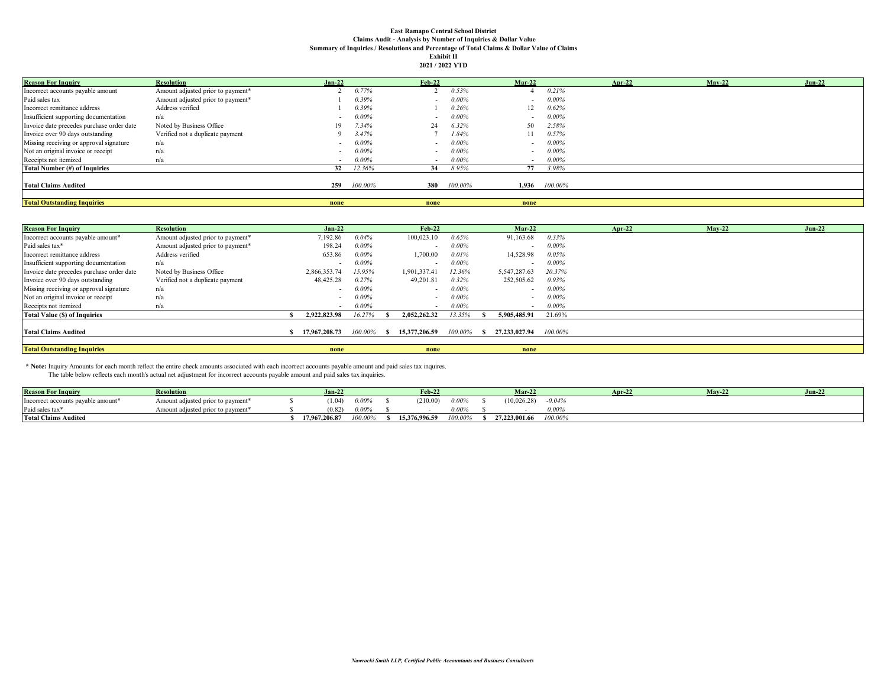**East Ramapo Central School District**
**Claims Audit - Analysis by Number of Inquiries & Dollar Value**
**Summary of Inquiries / Resolutions and Percentage of Total Claims & Dollar Value of Claims**
**Exhibit II**
**2021 / 2022 YTD**

| Reason For Inquiry | Resolution | Jan-22 | | Feb-22 | | Mar-22 | | Apr-22 | May-22 | Jun-22 |
|---|---|---|---|---|---|---|---|---|---|---|
| Incorrect accounts payable amount | Amount adjusted prior to payment* | 2 | 0.77% | 2 | 0.53% | 4 | 0.21% | | | |
| Paid sales tax | Amount adjusted prior to payment* | 1 | 0.39% | - | 0.00% | - | 0.00% | | | |
| Incorrect remittance address | Address verified | 1 | 0.39% | 1 | 0.26% | 12 | 0.62% | | | |
| Insufficient supporting documentation | n/a | - | 0.00% | - | 0.00% | - | 0.00% | | | |
| Invoice date precedes purchase order date | Noted by Business Office | 19 | 7.34% | 24 | 6.32% | 50 | 2.58% | | | |
| Invoice over 90 days outstanding | Verified not a duplicate payment | 9 | 3.47% | 7 | 1.84% | 11 | 0.57% | | | |
| Missing receiving or approval signature | n/a | - | 0.00% | - | 0.00% | - | 0.00% | | | |
| Not an original invoice or receipt | n/a | - | 0.00% | - | 0.00% | - | 0.00% | | | |
| Receipts not itemized | n/a | - | 0.00% | - | 0.00% | - | 0.00% | | | |
| **Total Number (#) of Inquiries** | | **32** | 12.36% | **34** | 8.95% | **77** | 3.98% | | | |
| **Total Claims Audited** | | **259** | 100.00% | **380** | 100.00% | **1,936** | 100.00% | | | |
| **Total Outstanding Inquiries** | | **none** | | **none** | | **none** | | | | |

| Reason For Inquiry | Resolution | Jan-22 | | Feb-22 | | Mar-22 | | Apr-22 | May-22 | Jun-22 |
|---|---|---|---|---|---|---|---|---|---|---|
| Incorrect accounts payable amount* | Amount adjusted prior to payment* | 7,192.86 | 0.04% | 100,023.10 | 0.65% | 91,163.68 | 0.33% | | | |
| Paid sales tax* | Amount adjusted prior to payment* | 198.24 | 0.00% | - | 0.00% | - | 0.00% | | | |
| Incorrect remittance address | Address verified | 653.86 | 0.00% | 1,700.00 | 0.01% | 14,528.98 | 0.05% | | | |
| Insufficient supporting documentation | n/a | - | 0.00% | - | 0.00% | - | 0.00% | | | |
| Invoice date precedes purchase order date | Noted by Business Office | 2,866,353.74 | 15.95% | 1,901,337.41 | 12.36% | 5,547,287.63 | 20.37% | | | |
| Invoice over 90 days outstanding | Verified not a duplicate payment | 48,425.28 | 0.27% | 49,201.81 | 0.32% | 252,505.62 | 0.93% | | | |
| Missing receiving or approval signature | n/a | - | 0.00% | - | 0.00% | - | 0.00% | | | |
| Not an original invoice or receipt | n/a | - | 0.00% | - | 0.00% | - | 0.00% | | | |
| Receipts not itemized | n/a | - | 0.00% | - | 0.00% | - | 0.00% | | | |
| **Total Value ($) of Inquiries** | | **$ 2,922,823.98** | 16.27% | **$ 2,052,262.32** | 13.35% | **$ 5,905,485.91** | 21.69% | | | |
| **Total Claims Audited** | | **$ 17,967,208.73** | 100.00% | **$ 15,377,206.59** | 100.00% | **$ 27,233,027.94** | 100.00% | | | |
| **Total Outstanding Inquiries** | | **none** | | **none** | | **none** | | | | |

\* **Note:** Inquiry Amounts for each month reflect the entire check amounts associated with each incorrect accounts payable amount and paid sales tax inquires.
The table below reflects each month's actual net adjustment for incorrect accounts payable amount and paid sales tax inquiries.

| Reason For Inquiry | Resolution | Jan-22 | | Feb-22 | | Mar-22 | | Apr-22 | May-22 | Jun-22 |
|---|---|---|---|---|---|---|---|---|---|---|
| Incorrect accounts payable amount* | Amount adjusted prior to payment* | $ (1.04) | 0.00% | $ (210.00) | 0.00% | $ (10,026.28) | -0.04% | | | |
| Paid sales tax* | Amount adjusted prior to payment* | $ (0.82) | 0.00% | $ - | 0.00% | $ - | 0.00% | | | |
| **Total Claims Audited** | | **$ 17,967,206.87** | 100.00% | **$ 15,376,996.59** | 100.00% | **$ 27,223,001.66** | 100.00% | | | |

*Nawrocki Smith LLP, Certified Public Accountants and Business Consultants*